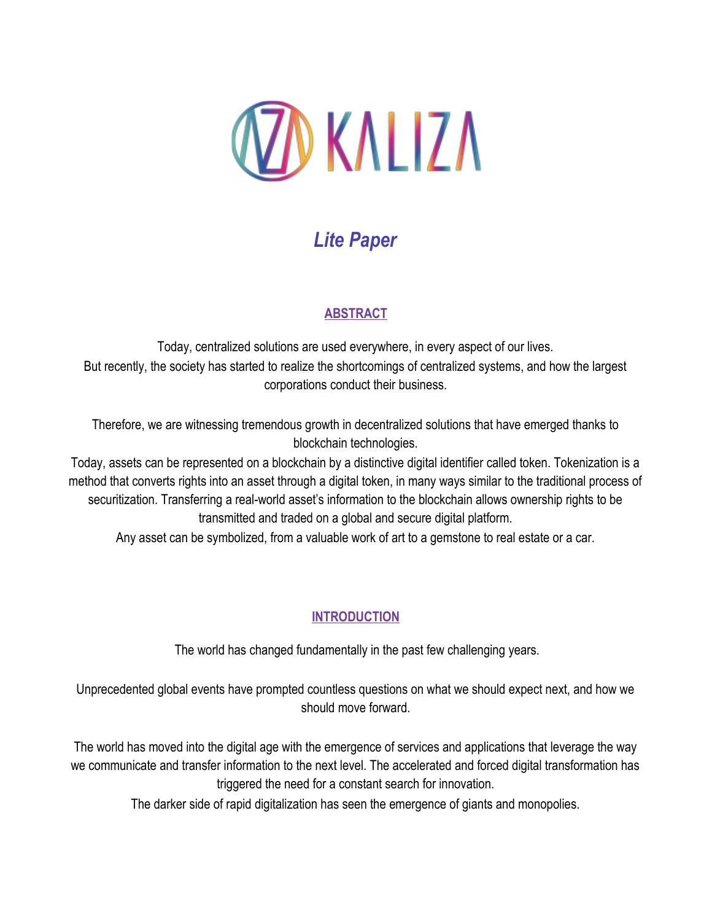# KALIZA

*Lite Paper*

## ABSTRACT

Today, centralized solutions are used everywhere, in every aspect of our lives.
But recently, the society has started to realize the shortcomings of centralized systems, and how the largest corporations conduct their business.

Therefore, we are witnessing tremendous growth in decentralized solutions that have emerged thanks to blockchain technologies.
Today, assets can be represented on a blockchain by a distinctive digital identifier called token. Tokenization is a method that converts rights into an asset through a digital token, in many ways similar to the traditional process of securitization. Transferring a real-world asset's information to the blockchain allows ownership rights to be transmitted and traded on a global and secure digital platform.
Any asset can be symbolized, from a valuable work of art to a gemstone to real estate or a car.

## INTRODUCTION

The world has changed fundamentally in the past few challenging years.

Unprecedented global events have prompted countless questions on what we should expect next, and how we should move forward.

The world has moved into the digital age with the emergence of services and applications that leverage the way we communicate and transfer information to the next level. The accelerated and forced digital transformation has triggered the need for a constant search for innovation.
The darker side of rapid digitalization has seen the emergence of giants and monopolies.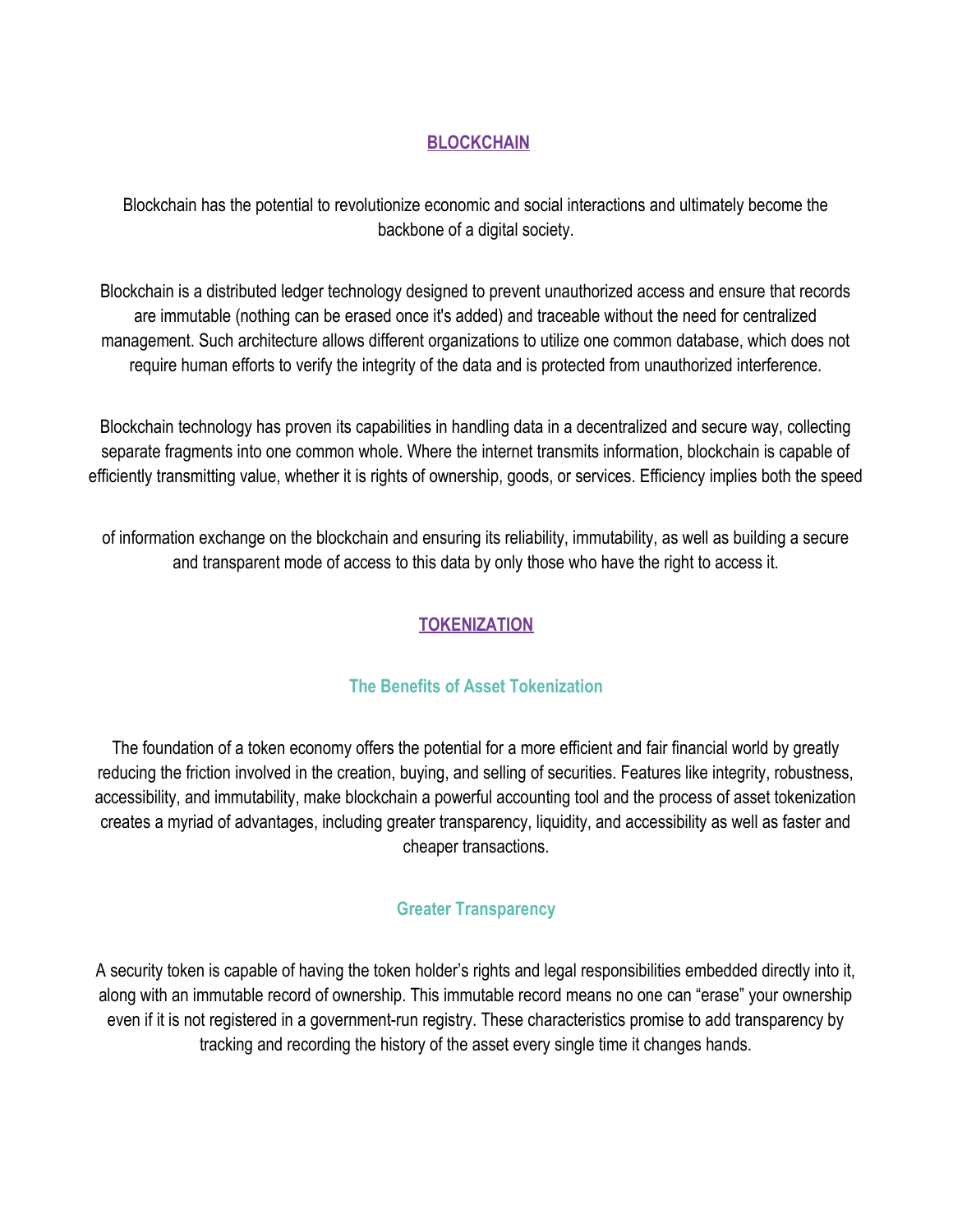## BLOCKCHAIN

Blockchain has the potential to revolutionize economic and social interactions and ultimately become the backbone of a digital society.

Blockchain is a distributed ledger technology designed to prevent unauthorized access and ensure that records are immutable (nothing can be erased once it's added) and traceable without the need for centralized management. Such architecture allows different organizations to utilize one common database, which does not require human efforts to verify the integrity of the data and is protected from unauthorized interference.

Blockchain technology has proven its capabilities in handling data in a decentralized and secure way, collecting separate fragments into one common whole. Where the internet transmits information, blockchain is capable of efficiently transmitting value, whether it is rights of ownership, goods, or services. Efficiency implies both the speed of information exchange on the blockchain and ensuring its reliability, immutability, as well as building a secure and transparent mode of access to this data by only those who have the right to access it.

## TOKENIZATION

### The Benefits of Asset Tokenization

The foundation of a token economy offers the potential for a more efficient and fair financial world by greatly reducing the friction involved in the creation, buying, and selling of securities. Features like integrity, robustness, accessibility, and immutability, make blockchain a powerful accounting tool and the process of asset tokenization creates a myriad of advantages, including greater transparency, liquidity, and accessibility as well as faster and cheaper transactions.

### Greater Transparency

A security token is capable of having the token holder's rights and legal responsibilities embedded directly into it, along with an immutable record of ownership. This immutable record means no one can "erase" your ownership even if it is not registered in a government-run registry. These characteristics promise to add transparency by tracking and recording the history of the asset every single time it changes hands.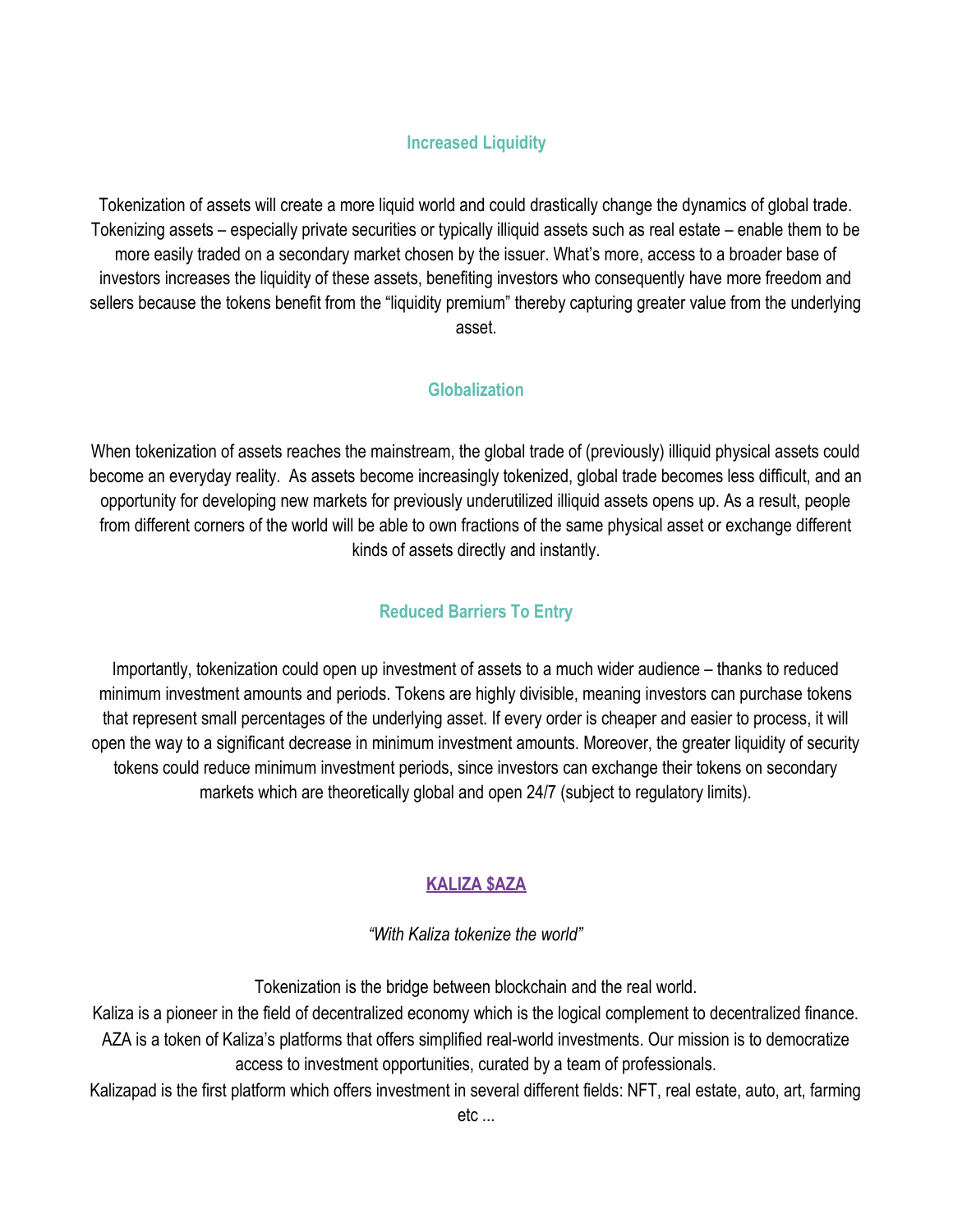### Increased Liquidity

Tokenization of assets will create a more liquid world and could drastically change the dynamics of global trade. Tokenizing assets – especially private securities or typically illiquid assets such as real estate – enable them to be more easily traded on a secondary market chosen by the issuer. What's more, access to a broader base of investors increases the liquidity of these assets, benefiting investors who consequently have more freedom and sellers because the tokens benefit from the "liquidity premium" thereby capturing greater value from the underlying asset.

### Globalization

When tokenization of assets reaches the mainstream, the global trade of (previously) illiquid physical assets could become an everyday reality. As assets become increasingly tokenized, global trade becomes less difficult, and an opportunity for developing new markets for previously underutilized illiquid assets opens up. As a result, people from different corners of the world will be able to own fractions of the same physical asset or exchange different kinds of assets directly and instantly.

### Reduced Barriers To Entry

Importantly, tokenization could open up investment of assets to a much wider audience – thanks to reduced minimum investment amounts and periods. Tokens are highly divisible, meaning investors can purchase tokens that represent small percentages of the underlying asset. If every order is cheaper and easier to process, it will open the way to a significant decrease in minimum investment amounts. Moreover, the greater liquidity of security tokens could reduce minimum investment periods, since investors can exchange their tokens on secondary markets which are theoretically global and open 24/7 (subject to regulatory limits).

## KALIZA $AZA

*"With Kaliza tokenize the world"*

Tokenization is the bridge between blockchain and the real world.
Kaliza is a pioneer in the field of decentralized economy which is the logical complement to decentralized finance.
AZA is a token of Kaliza's platforms that offers simplified real-world investments. Our mission is to democratize access to investment opportunities, curated by a team of professionals.
Kalizapad is the first platform which offers investment in several different fields: NFT, real estate, auto, art, farming etc ...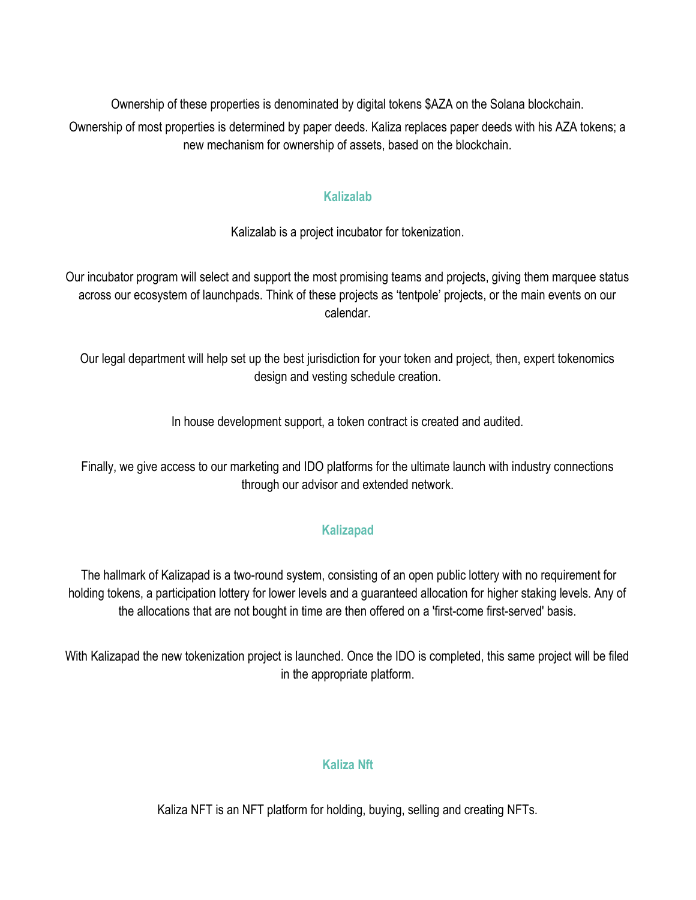Ownership of these properties is denominated by digital tokens $AZA on the Solana blockchain.

Ownership of most properties is determined by paper deeds. Kaliza replaces paper deeds with his AZA tokens; a new mechanism for ownership of assets, based on the blockchain.

## Kalizalab

Kalizalab is a project incubator for tokenization.

Our incubator program will select and support the most promising teams and projects, giving them marquee status across our ecosystem of launchpads. Think of these projects as ‘tentpole’ projects, or the main events on our calendar.

Our legal department will help set up the best jurisdiction for your token and project, then, expert tokenomics design and vesting schedule creation.

In house development support, a token contract is created and audited.

Finally, we give access to our marketing and IDO platforms for the ultimate launch with industry connections through our advisor and extended network.

## Kalizapad

The hallmark of Kalizapad is a two-round system, consisting of an open public lottery with no requirement for holding tokens, a participation lottery for lower levels and a guaranteed allocation for higher staking levels. Any of the allocations that are not bought in time are then offered on a 'first-come first-served' basis.

With Kalizapad the new tokenization project is launched. Once the IDO is completed, this same project will be filed in the appropriate platform.

## Kaliza Nft

Kaliza NFT is an NFT platform for holding, buying, selling and creating NFTs.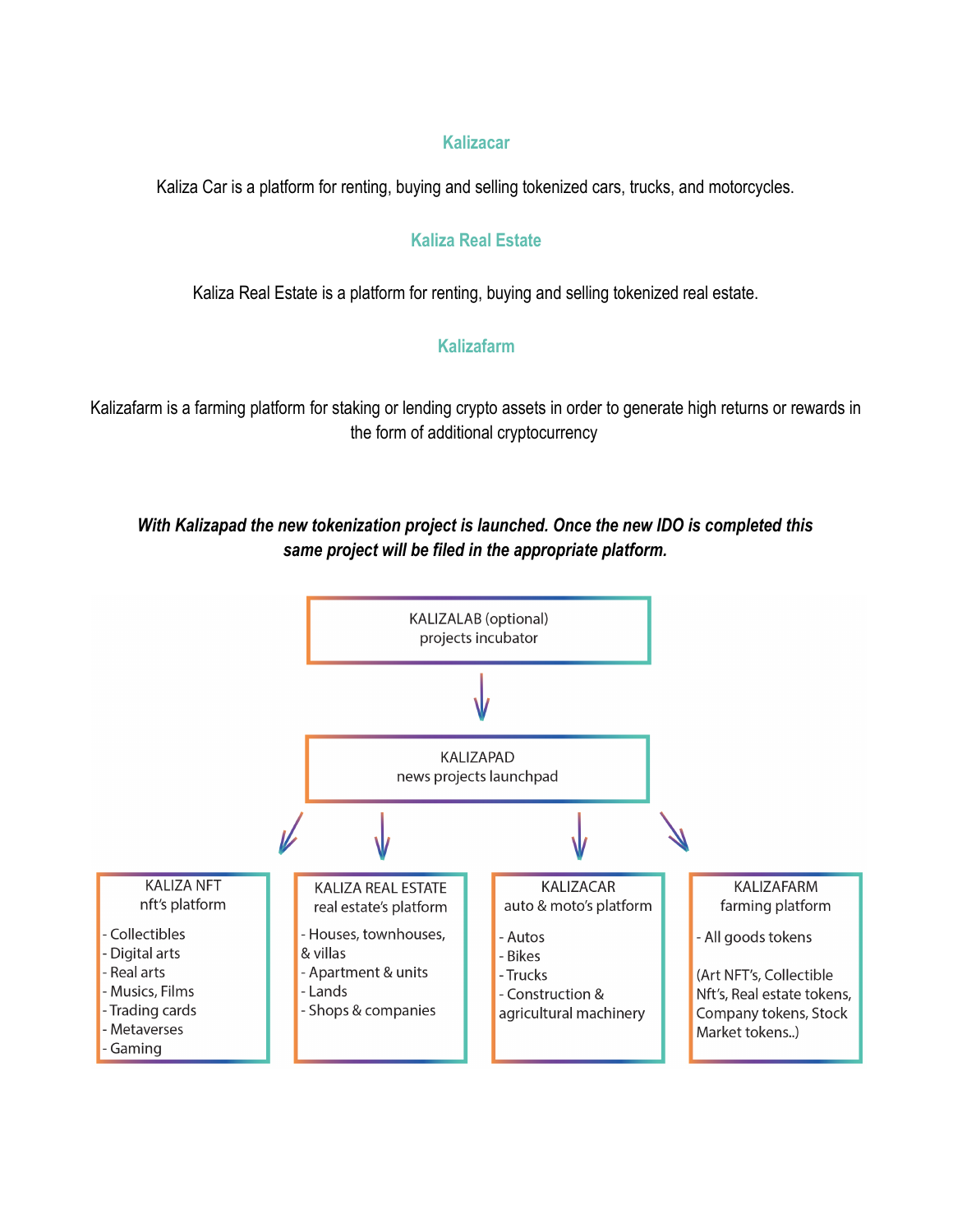### Kalizacar

Kaliza Car is a platform for renting, buying and selling tokenized cars, trucks, and motorcycles.

### Kaliza Real Estate

Kaliza Real Estate is a platform for renting, buying and selling tokenized real estate.

### Kalizafarm

Kalizafarm is a farming platform for staking or lending crypto assets in order to generate high returns or rewards in the form of additional cryptocurrency

***With Kalizapad the new tokenization project is launched. Once the new IDO is completed this same project will be filed in the appropriate platform.***

KALIZALAB (optional)
projects incubator

↓

KALIZAPAD
news projects launchpad

↓

**KALIZA NFT**
nft's platform
- Collectibles
- Digital arts
- Real arts
- Musics, Films
- Trading cards
- Metaverses
- Gaming

**KALIZA REAL ESTATE**
real estate's platform
- Houses, townhouses, & villas
- Apartment & units
- Lands
- Shops & companies

**KALIZACAR**
auto & moto's platform
- Autos
- Bikes
- Trucks
- Construction & agricultural machinery

**KALIZAFARM**
farming platform
- All goods tokens

(Art NFT's, Collectible Nft's, Real estate tokens, Company tokens, Stock Market tokens..)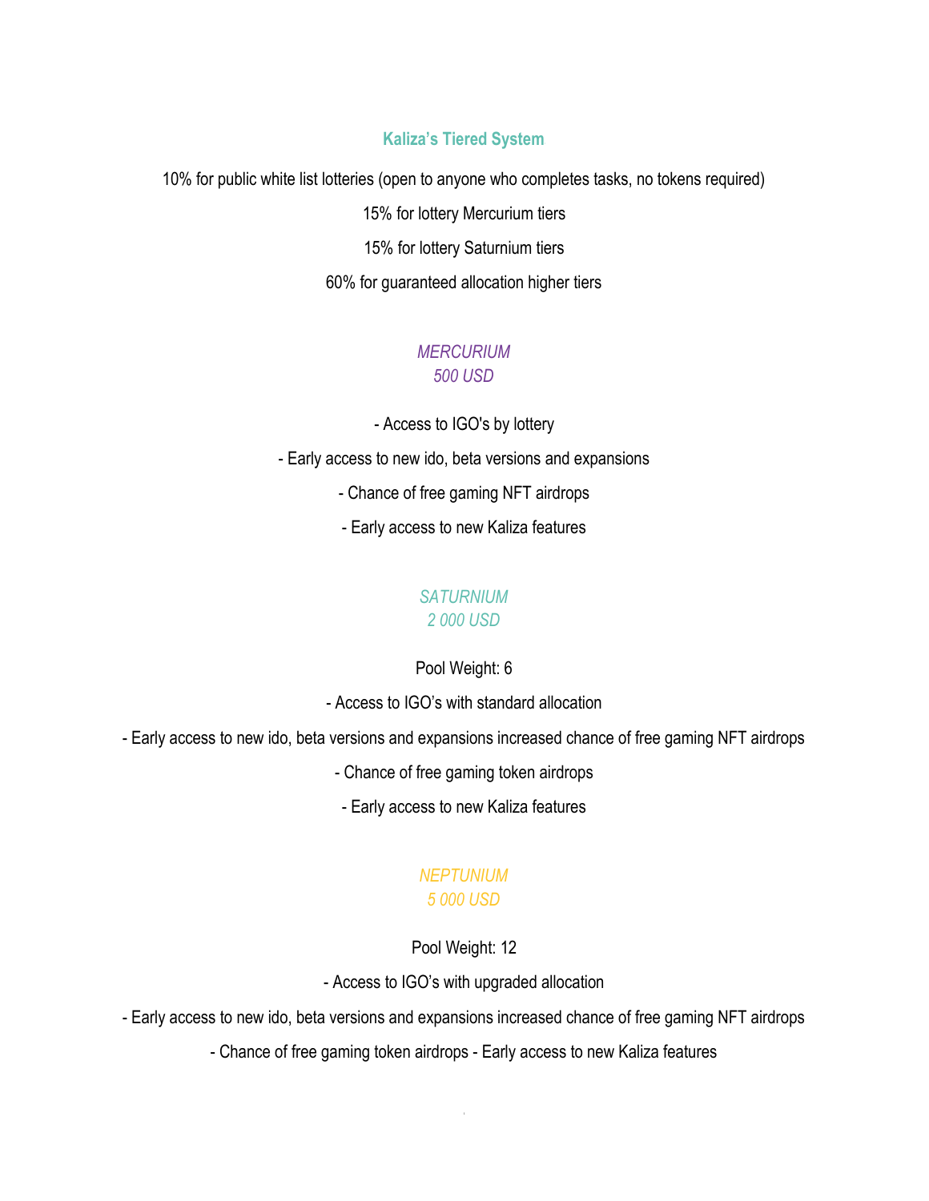## Kaliza's Tiered System

10% for public white list lotteries (open to anyone who completes tasks, no tokens required)

15% for lottery Mercurium tiers

15% for lottery Saturnium tiers

60% for guaranteed allocation higher tiers

### *MERCURIUM*
### *500 USD*

- Access to IGO's by lottery
- Early access to new ido, beta versions and expansions
- Chance of free gaming NFT airdrops
- Early access to new Kaliza features

### *SATURNIUM*
### *2 000 USD*

Pool Weight: 6

- Access to IGO's with standard allocation
- Early access to new ido, beta versions and expansions increased chance of free gaming NFT airdrops
- Chance of free gaming token airdrops
- Early access to new Kaliza features

### *NEPTUNIUM*
### *5 000 USD*

Pool Weight: 12

- Access to IGO's with upgraded allocation
- Early access to new ido, beta versions and expansions increased chance of free gaming NFT airdrops
- Chance of free gaming token airdrops - Early access to new Kaliza features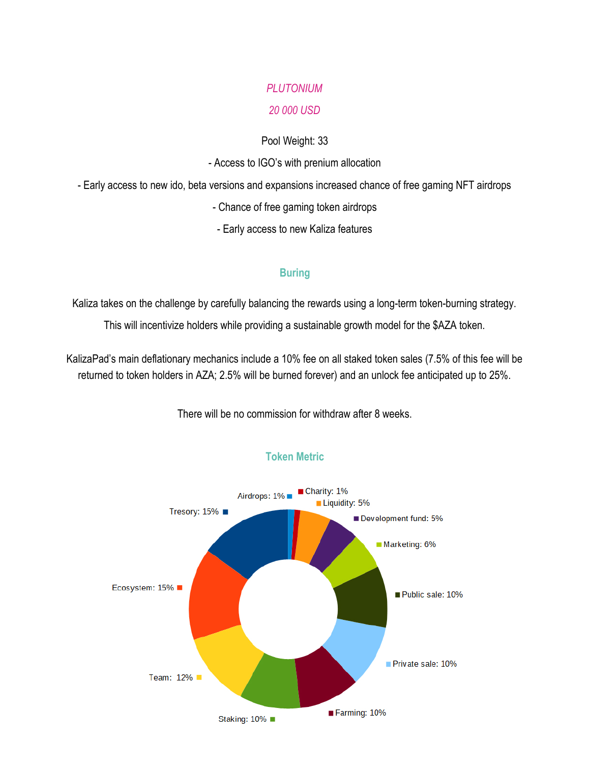*PLUTONIUM*

*20 000 USD*

Pool Weight: 33

- Access to IGO's with prenium allocation
- Early access to new ido, beta versions and expansions increased chance of free gaming NFT airdrops
- Chance of free gaming token airdrops
- Early access to new Kaliza features

## Buring

Kaliza takes on the challenge by carefully balancing the rewards using a long-term token-burning strategy. This will incentivize holders while providing a sustainable growth model for the $AZA token.

KalizaPad's main deflationary mechanics include a 10% fee on all staked token sales (7.5% of this fee will be returned to token holders in AZA; 2.5% will be burned forever) and an unlock fee anticipated up to 25%.

There will be no commission for withdraw after 8 weeks.

## Token Metric

- Airdrops: 1%
- Charity: 1%
- Liquidity: 5%
- Development fund: 5%
- Marketing: 6%
- Public sale: 10%
- Private sale: 10%
- Farming: 10%
- Staking: 10%
- Team: 12%
- Ecosystem: 15%
- Tresory: 15%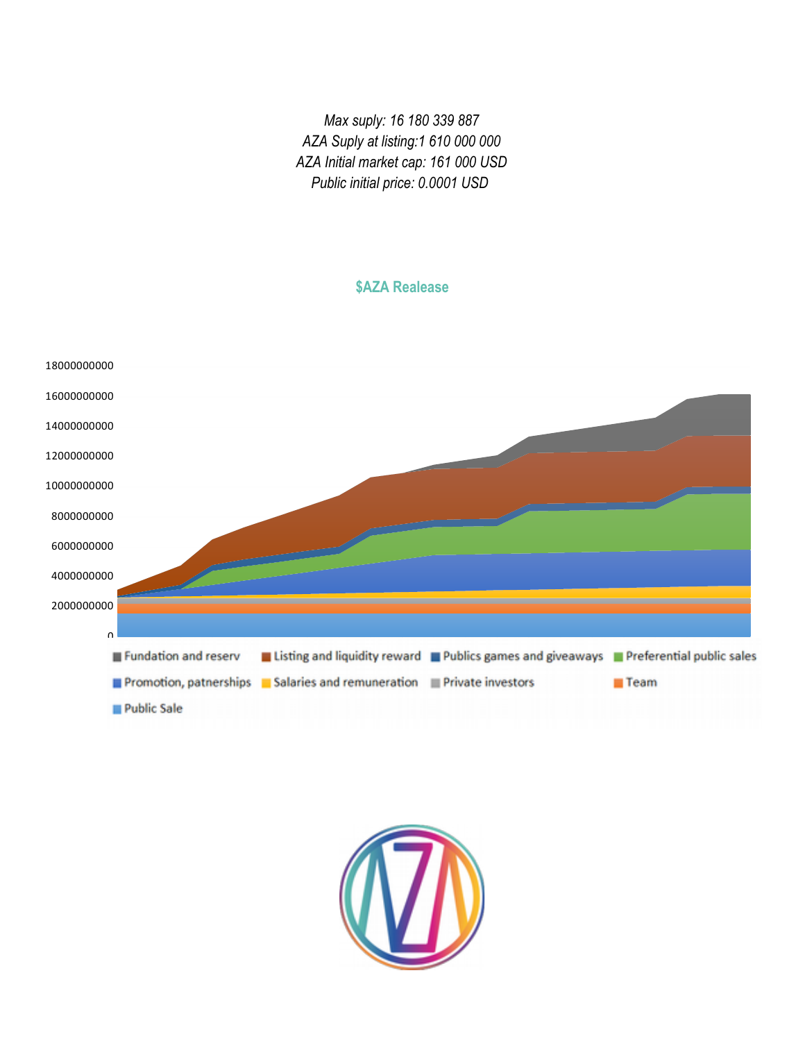*Max suply: 16 180 339 887*
*AZA Suply at listing:1 610 000 000*
*AZA Initial market cap: 161 000 USD*
*Public initial price: 0.0001 USD*

$AZA Realease

18000000000
16000000000
14000000000
12000000000
10000000000
8000000000
6000000000
4000000000
2000000000
0

Fundation and reserv
Listing and liquidity reward
Publics games and giveaways
Preferential public sales
Promotion, patnerships
Salaries and remuneration
Private investors
Team
Public Sale